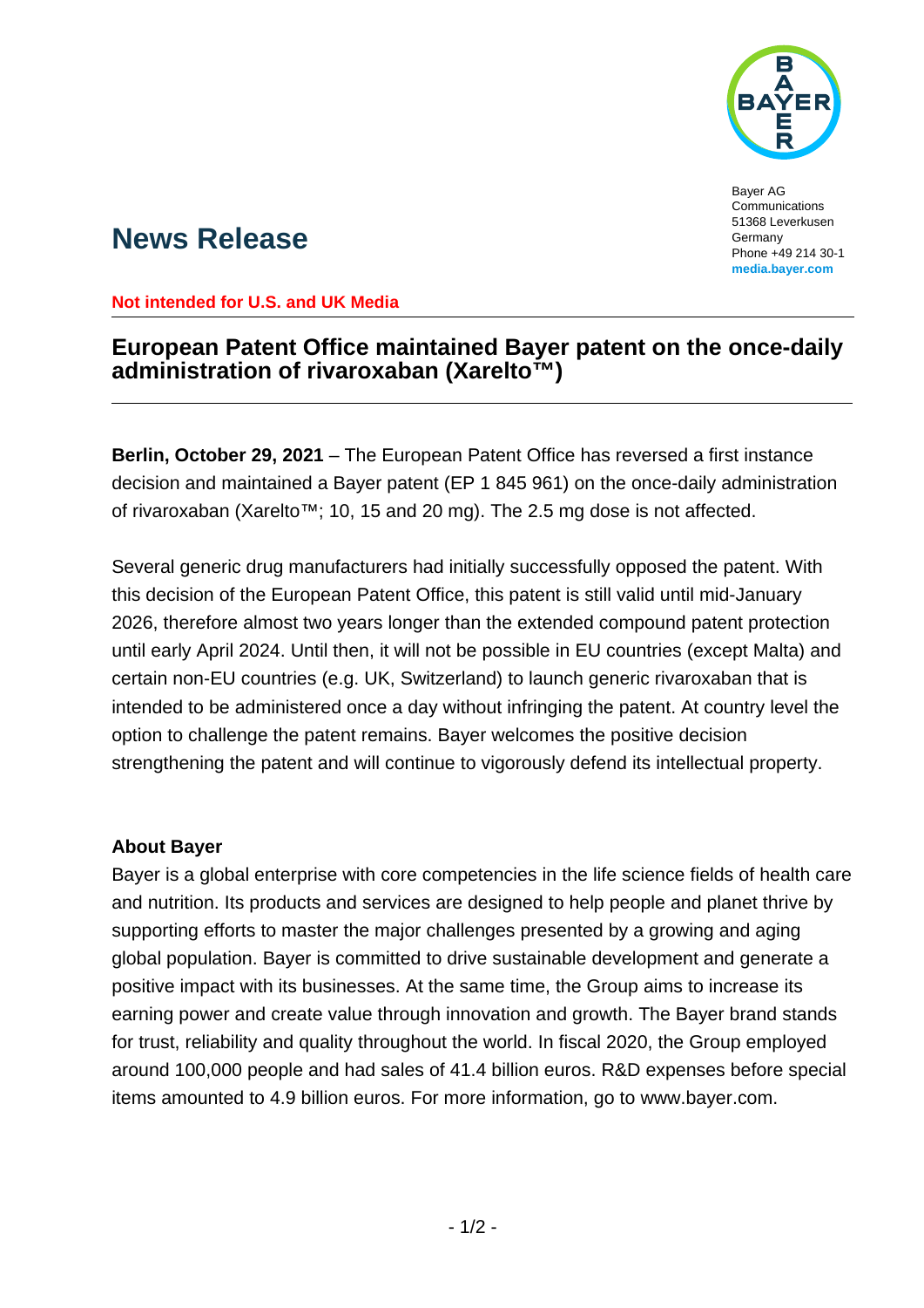Bayer AG
Communications
51368 Leverkusen
Germany
Phone +49 214 30-1
**media.bayer.com**

# News Release

**Not intended for U.S. and UK Media**

## European Patent Office maintained Bayer patent on the once-daily administration of rivaroxaban (Xarelto™)

**Berlin, October 29, 2021** – The European Patent Office has reversed a first instance decision and maintained a Bayer patent (EP 1 845 961) on the once-daily administration of rivaroxaban (Xarelto™; 10, 15 and 20 mg). The 2.5 mg dose is not affected.

Several generic drug manufacturers had initially successfully opposed the patent. With this decision of the European Patent Office, this patent is still valid until mid-January 2026, therefore almost two years longer than the extended compound patent protection until early April 2024. Until then, it will not be possible in EU countries (except Malta) and certain non-EU countries (e.g. UK, Switzerland) to launch generic rivaroxaban that is intended to be administered once a day without infringing the patent. At country level the option to challenge the patent remains. Bayer welcomes the positive decision strengthening the patent and will continue to vigorously defend its intellectual property.

**About Bayer**

Bayer is a global enterprise with core competencies in the life science fields of health care and nutrition. Its products and services are designed to help people and planet thrive by supporting efforts to master the major challenges presented by a growing and aging global population. Bayer is committed to drive sustainable development and generate a positive impact with its businesses. At the same time, the Group aims to increase its earning power and create value through innovation and growth. The Bayer brand stands for trust, reliability and quality throughout the world. In fiscal 2020, the Group employed around 100,000 people and had sales of 41.4 billion euros. R&D expenses before special items amounted to 4.9 billion euros. For more information, go to www.bayer.com.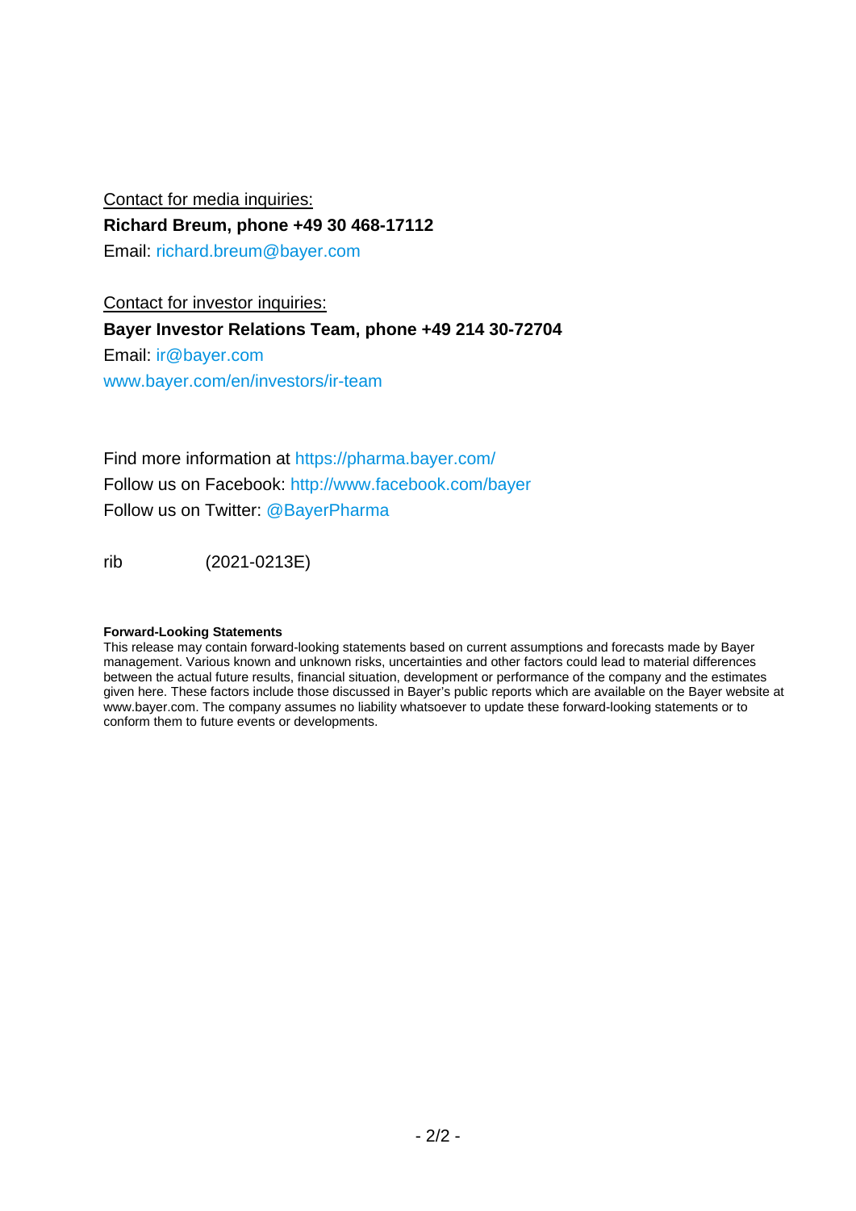Contact for media inquiries:

**Richard Breum, phone +49 30 468-17112**

Email: richard.breum@bayer.com

Contact for investor inquiries:

**Bayer Investor Relations Team, phone +49 214 30-72704**

Email: ir@bayer.com

www.bayer.com/en/investors/ir-team

Find more information at https://pharma.bayer.com/

Follow us on Facebook: http://www.facebook.com/bayer

Follow us on Twitter: @BayerPharma

rib (2021-0213E)

**Forward-Looking Statements**

This release may contain forward-looking statements based on current assumptions and forecasts made by Bayer management. Various known and unknown risks, uncertainties and other factors could lead to material differences between the actual future results, financial situation, development or performance of the company and the estimates given here. These factors include those discussed in Bayer's public reports which are available on the Bayer website at www.bayer.com. The company assumes no liability whatsoever to update these forward-looking statements or to conform them to future events or developments.